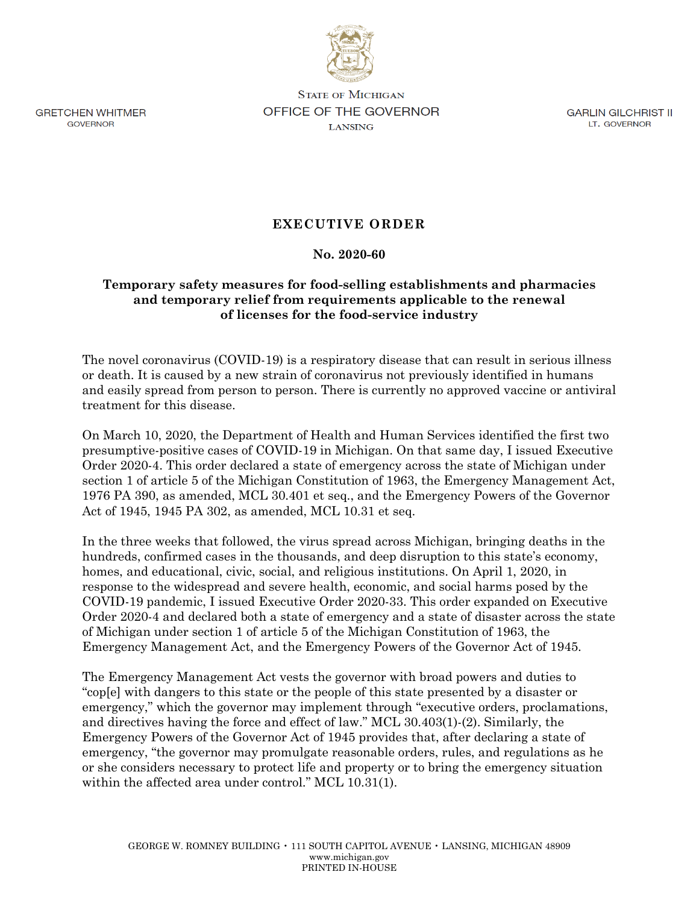GRETCHEN WHITMER
GOVERNOR

STATE OF MICHIGAN
OFFICE OF THE GOVERNOR
LANSING

GARLIN GILCHRIST II
LT. GOVERNOR

## EXECUTIVE ORDER

### No. 2020-60

### Temporary safety measures for food-selling establishments and pharmacies and temporary relief from requirements applicable to the renewal of licenses for the food-service industry

The novel coronavirus (COVID-19) is a respiratory disease that can result in serious illness or death. It is caused by a new strain of coronavirus not previously identified in humans and easily spread from person to person. There is currently no approved vaccine or antiviral treatment for this disease.

On March 10, 2020, the Department of Health and Human Services identified the first two presumptive-positive cases of COVID-19 in Michigan. On that same day, I issued Executive Order 2020-4. This order declared a state of emergency across the state of Michigan under section 1 of article 5 of the Michigan Constitution of 1963, the Emergency Management Act, 1976 PA 390, as amended, MCL 30.401 et seq., and the Emergency Powers of the Governor Act of 1945, 1945 PA 302, as amended, MCL 10.31 et seq.

In the three weeks that followed, the virus spread across Michigan, bringing deaths in the hundreds, confirmed cases in the thousands, and deep disruption to this state's economy, homes, and educational, civic, social, and religious institutions. On April 1, 2020, in response to the widespread and severe health, economic, and social harms posed by the COVID-19 pandemic, I issued Executive Order 2020-33. This order expanded on Executive Order 2020-4 and declared both a state of emergency and a state of disaster across the state of Michigan under section 1 of article 5 of the Michigan Constitution of 1963, the Emergency Management Act, and the Emergency Powers of the Governor Act of 1945.

The Emergency Management Act vests the governor with broad powers and duties to "cop[e] with dangers to this state or the people of this state presented by a disaster or emergency," which the governor may implement through "executive orders, proclamations, and directives having the force and effect of law." MCL 30.403(1)-(2). Similarly, the Emergency Powers of the Governor Act of 1945 provides that, after declaring a state of emergency, "the governor may promulgate reasonable orders, rules, and regulations as he or she considers necessary to protect life and property or to bring the emergency situation within the affected area under control." MCL 10.31(1).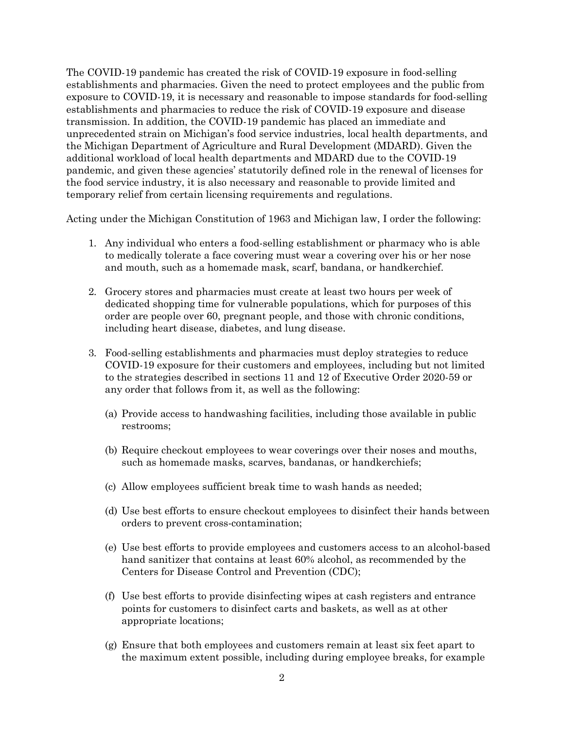The COVID-19 pandemic has created the risk of COVID-19 exposure in food-selling establishments and pharmacies. Given the need to protect employees and the public from exposure to COVID-19, it is necessary and reasonable to impose standards for food-selling establishments and pharmacies to reduce the risk of COVID-19 exposure and disease transmission. In addition, the COVID-19 pandemic has placed an immediate and unprecedented strain on Michigan's food service industries, local health departments, and the Michigan Department of Agriculture and Rural Development (MDARD). Given the additional workload of local health departments and MDARD due to the COVID-19 pandemic, and given these agencies' statutorily defined role in the renewal of licenses for the food service industry, it is also necessary and reasonable to provide limited and temporary relief from certain licensing requirements and regulations.

Acting under the Michigan Constitution of 1963 and Michigan law, I order the following:

1. Any individual who enters a food-selling establishment or pharmacy who is able to medically tolerate a face covering must wear a covering over his or her nose and mouth, such as a homemade mask, scarf, bandana, or handkerchief.

2. Grocery stores and pharmacies must create at least two hours per week of dedicated shopping time for vulnerable populations, which for purposes of this order are people over 60, pregnant people, and those with chronic conditions, including heart disease, diabetes, and lung disease.

3. Food-selling establishments and pharmacies must deploy strategies to reduce COVID-19 exposure for their customers and employees, including but not limited to the strategies described in sections 11 and 12 of Executive Order 2020-59 or any order that follows from it, as well as the following:

   (a) Provide access to handwashing facilities, including those available in public restrooms;

   (b) Require checkout employees to wear coverings over their noses and mouths, such as homemade masks, scarves, bandanas, or handkerchiefs;

   (c) Allow employees sufficient break time to wash hands as needed;

   (d) Use best efforts to ensure checkout employees to disinfect their hands between orders to prevent cross-contamination;

   (e) Use best efforts to provide employees and customers access to an alcohol-based hand sanitizer that contains at least 60% alcohol, as recommended by the Centers for Disease Control and Prevention (CDC);

   (f) Use best efforts to provide disinfecting wipes at cash registers and entrance points for customers to disinfect carts and baskets, as well as at other appropriate locations;

   (g) Ensure that both employees and customers remain at least six feet apart to the maximum extent possible, including during employee breaks, for example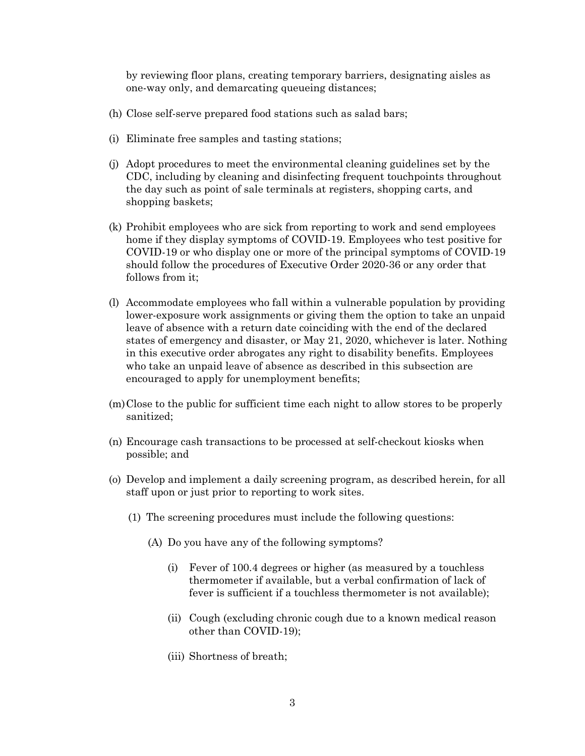by reviewing floor plans, creating temporary barriers, designating aisles as one-way only, and demarcating queueing distances;

(h) Close self-serve prepared food stations such as salad bars;

(i) Eliminate free samples and tasting stations;

(j) Adopt procedures to meet the environmental cleaning guidelines set by the CDC, including by cleaning and disinfecting frequent touchpoints throughout the day such as point of sale terminals at registers, shopping carts, and shopping baskets;

(k) Prohibit employees who are sick from reporting to work and send employees home if they display symptoms of COVID-19. Employees who test positive for COVID-19 or who display one or more of the principal symptoms of COVID-19 should follow the procedures of Executive Order 2020-36 or any order that follows from it;

(l) Accommodate employees who fall within a vulnerable population by providing lower-exposure work assignments or giving them the option to take an unpaid leave of absence with a return date coinciding with the end of the declared states of emergency and disaster, or May 21, 2020, whichever is later. Nothing in this executive order abrogates any right to disability benefits. Employees who take an unpaid leave of absence as described in this subsection are encouraged to apply for unemployment benefits;

(m) Close to the public for sufficient time each night to allow stores to be properly sanitized;

(n) Encourage cash transactions to be processed at self-checkout kiosks when possible; and

(o) Develop and implement a daily screening program, as described herein, for all staff upon or just prior to reporting to work sites.

    (1) The screening procedures must include the following questions:

        (A) Do you have any of the following symptoms?

            (i) Fever of 100.4 degrees or higher (as measured by a touchless thermometer if available, but a verbal confirmation of lack of fever is sufficient if a touchless thermometer is not available);

            (ii) Cough (excluding chronic cough due to a known medical reason other than COVID-19);

            (iii) Shortness of breath;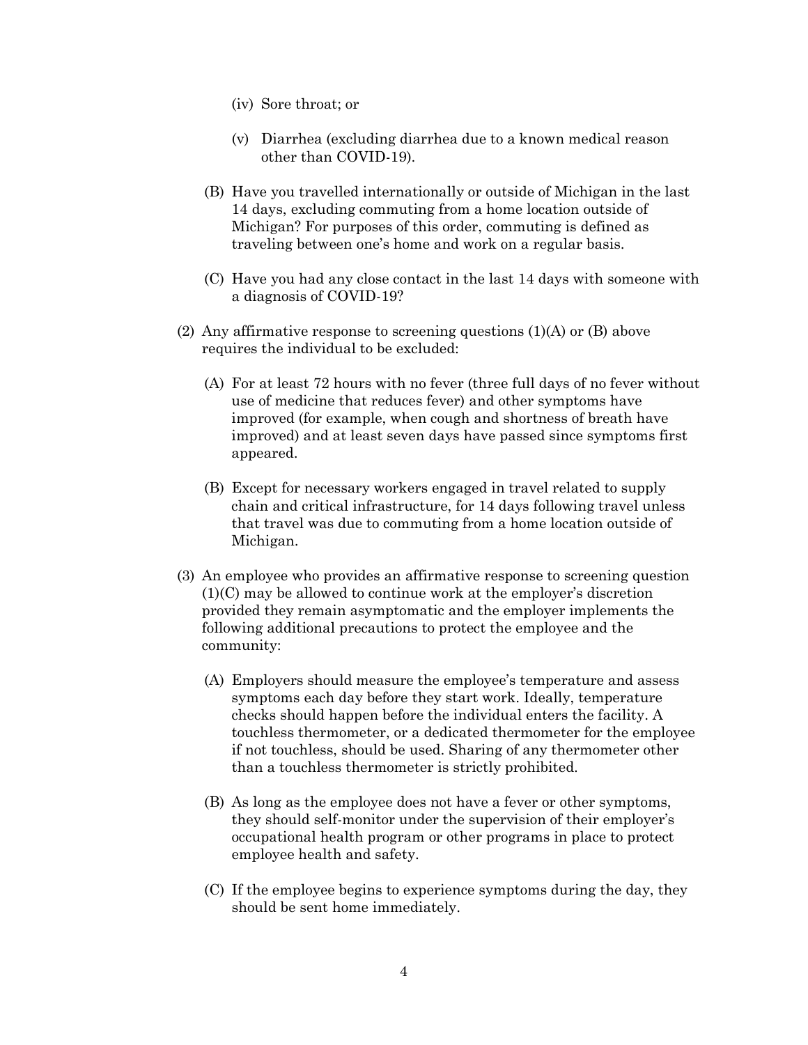- (iv) Sore throat; or

   - (v) Diarrhea (excluding diarrhea due to a known medical reason other than COVID-19).

   - (B) Have you travelled internationally or outside of Michigan in the last 14 days, excluding commuting from a home location outside of Michigan? For purposes of this order, commuting is defined as traveling between one's home and work on a regular basis.

   - (C) Have you had any close contact in the last 14 days with someone with a diagnosis of COVID-19?

- (2) Any affirmative response to screening questions (1)(A) or (B) above requires the individual to be excluded:

   - (A) For at least 72 hours with no fever (three full days of no fever without use of medicine that reduces fever) and other symptoms have improved (for example, when cough and shortness of breath have improved) and at least seven days have passed since symptoms first appeared.

   - (B) Except for necessary workers engaged in travel related to supply chain and critical infrastructure, for 14 days following travel unless that travel was due to commuting from a home location outside of Michigan.

- (3) An employee who provides an affirmative response to screening question (1)(C) may be allowed to continue work at the employer's discretion provided they remain asymptomatic and the employer implements the following additional precautions to protect the employee and the community:

   - (A) Employers should measure the employee's temperature and assess symptoms each day before they start work. Ideally, temperature checks should happen before the individual enters the facility. A touchless thermometer, or a dedicated thermometer for the employee if not touchless, should be used. Sharing of any thermometer other than a touchless thermometer is strictly prohibited.

   - (B) As long as the employee does not have a fever or other symptoms, they should self-monitor under the supervision of their employer's occupational health program or other programs in place to protect employee health and safety.

   - (C) If the employee begins to experience symptoms during the day, they should be sent home immediately.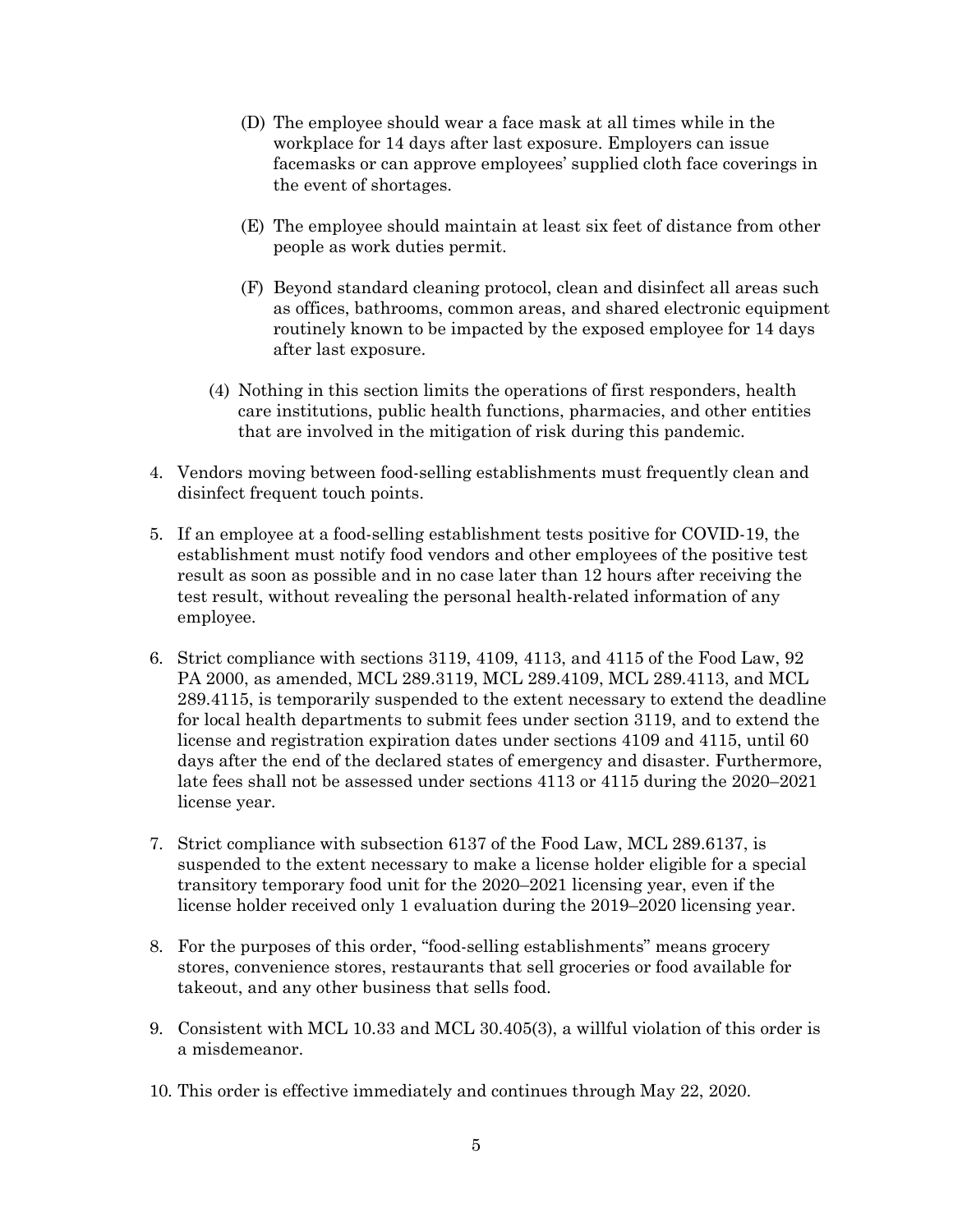(D) The employee should wear a face mask at all times while in the workplace for 14 days after last exposure. Employers can issue facemasks or can approve employees' supplied cloth face coverings in the event of shortages.

(E) The employee should maintain at least six feet of distance from other people as work duties permit.

(F) Beyond standard cleaning protocol, clean and disinfect all areas such as offices, bathrooms, common areas, and shared electronic equipment routinely known to be impacted by the exposed employee for 14 days after last exposure.

(4) Nothing in this section limits the operations of first responders, health care institutions, public health functions, pharmacies, and other entities that are involved in the mitigation of risk during this pandemic.

4. Vendors moving between food-selling establishments must frequently clean and disinfect frequent touch points.

5. If an employee at a food-selling establishment tests positive for COVID-19, the establishment must notify food vendors and other employees of the positive test result as soon as possible and in no case later than 12 hours after receiving the test result, without revealing the personal health-related information of any employee.

6. Strict compliance with sections 3119, 4109, 4113, and 4115 of the Food Law, 92 PA 2000, as amended, MCL 289.3119, MCL 289.4109, MCL 289.4113, and MCL 289.4115, is temporarily suspended to the extent necessary to extend the deadline for local health departments to submit fees under section 3119, and to extend the license and registration expiration dates under sections 4109 and 4115, until 60 days after the end of the declared states of emergency and disaster. Furthermore, late fees shall not be assessed under sections 4113 or 4115 during the 2020–2021 license year.

7. Strict compliance with subsection 6137 of the Food Law, MCL 289.6137, is suspended to the extent necessary to make a license holder eligible for a special transitory temporary food unit for the 2020–2021 licensing year, even if the license holder received only 1 evaluation during the 2019–2020 licensing year.

8. For the purposes of this order, "food-selling establishments" means grocery stores, convenience stores, restaurants that sell groceries or food available for takeout, and any other business that sells food.

9. Consistent with MCL 10.33 and MCL 30.405(3), a willful violation of this order is a misdemeanor.

10. This order is effective immediately and continues through May 22, 2020.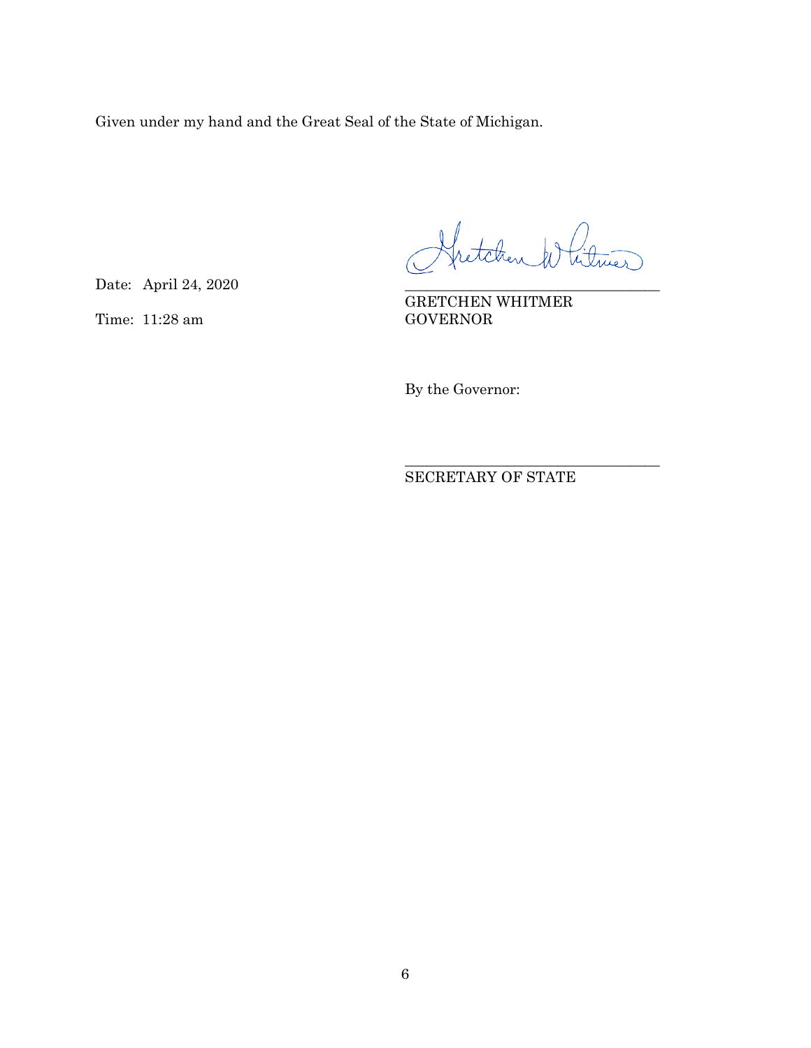Given under my hand and the Great Seal of the State of Michigan.

Date: April 24, 2020

Time: 11:28 am

\_\_\_\_\_\_\_\_\_\_\_\_\_\_\_\_\_\_\_\_\_\_\_\_\_\_\_\_\_\_\_\_\_\_\_

GRETCHEN WHITMER
GOVERNOR

By the Governor:

\_\_\_\_\_\_\_\_\_\_\_\_\_\_\_\_\_\_\_\_\_\_\_\_\_\_\_\_\_\_\_\_\_\_\_

SECRETARY OF STATE